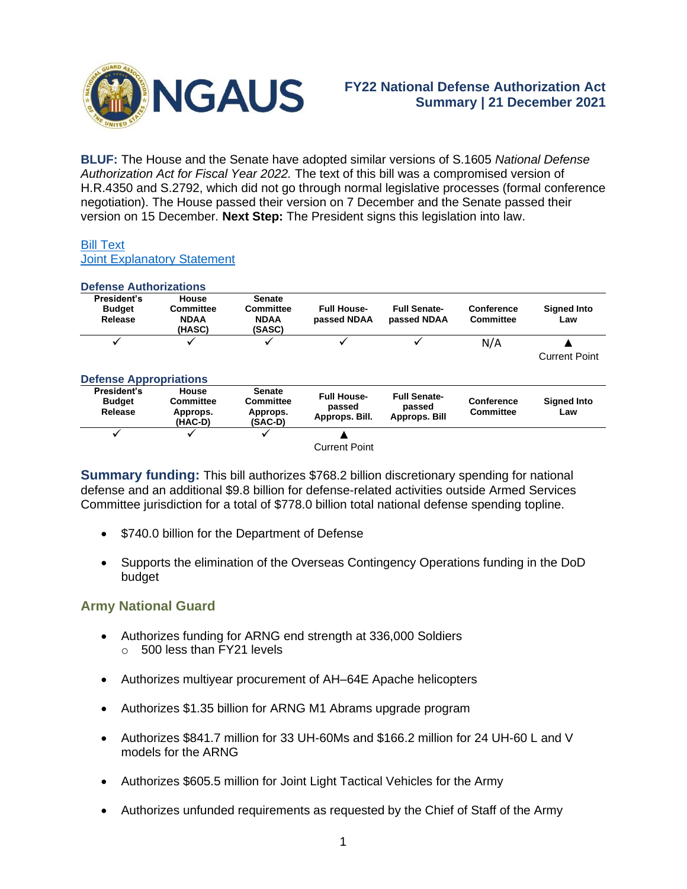# NGAUS

## FY22 National Defense Authorization Act Summary | 21 December 2021

**BLUF:** The House and the Senate have adopted similar versions of S.1605 *National Defense Authorization Act for Fiscal Year 2022.* The text of this bill was a compromised version of H.R.4350 and S.2792, which did not go through normal legislative processes (formal conference negotiation). The House passed their version on 7 December and the Senate passed their version on 15 December. **Next Step:** The President signs this legislation into law.

[Bill Text](#)
[Joint Explanatory Statement](#)

**Defense Authorizations**

| President's Budget Release | House Committee NDAA (HASC) | Senate Committee NDAA (SASC) | Full House-passed NDAA | Full Senate-passed NDAA | Conference Committee | Signed Into Law |
|---|---|---|---|---|---|---|
| ✓ | ✓ | ✓ | ✓ | ✓ | N/A | ▲ Current Point |

**Defense Appropriations**

| President's Budget Release | House Committee Approps. (HAC-D) | Senate Committee Approps. (SAC-D) | Full House-passed Approps. Bill. | Full Senate-passed Approps. Bill | Conference Committee | Signed Into Law |
|---|---|---|---|---|---|---|
| ✓ | ✓ | ✓ | ▲ Current Point | | | |

**Summary funding:** This bill authorizes $768.2 billion discretionary spending for national defense and an additional $9.8 billion for defense-related activities outside Armed Services Committee jurisdiction for a total of $778.0 billion total national defense spending topline.

- $740.0 billion for the Department of Defense
- Supports the elimination of the Overseas Contingency Operations funding in the DoD budget

## Army National Guard

- Authorizes funding for ARNG end strength at 336,000 Soldiers
  - 500 less than FY21 levels
- Authorizes multiyear procurement of AH–64E Apache helicopters
- Authorizes $1.35 billion for ARNG M1 Abrams upgrade program
- Authorizes $841.7 million for 33 UH-60Ms and $166.2 million for 24 UH-60 L and V models for the ARNG
- Authorizes $605.5 million for Joint Light Tactical Vehicles for the Army
- Authorizes unfunded requirements as requested by the Chief of Staff of the Army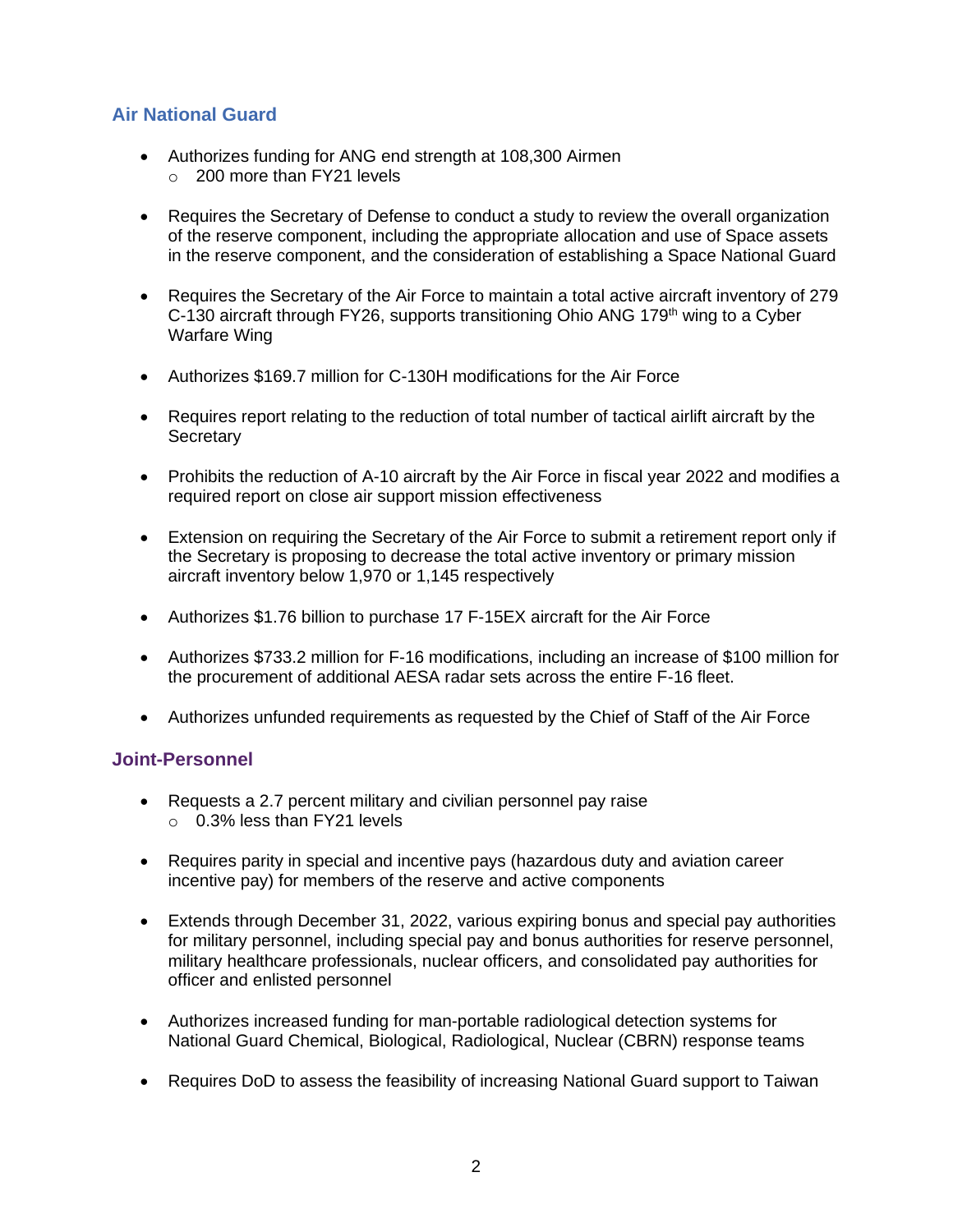## Air National Guard

- Authorizes funding for ANG end strength at 108,300 Airmen
  - 200 more than FY21 levels
- Requires the Secretary of Defense to conduct a study to review the overall organization of the reserve component, including the appropriate allocation and use of Space assets in the reserve component, and the consideration of establishing a Space National Guard
- Requires the Secretary of the Air Force to maintain a total active aircraft inventory of 279 C-130 aircraft through FY26, supports transitioning Ohio ANG 179th wing to a Cyber Warfare Wing
- Authorizes $169.7 million for C-130H modifications for the Air Force
- Requires report relating to the reduction of total number of tactical airlift aircraft by the Secretary
- Prohibits the reduction of A-10 aircraft by the Air Force in fiscal year 2022 and modifies a required report on close air support mission effectiveness
- Extension on requiring the Secretary of the Air Force to submit a retirement report only if the Secretary is proposing to decrease the total active inventory or primary mission aircraft inventory below 1,970 or 1,145 respectively
- Authorizes $1.76 billion to purchase 17 F-15EX aircraft for the Air Force
- Authorizes $733.2 million for F-16 modifications, including an increase of $100 million for the procurement of additional AESA radar sets across the entire F-16 fleet.
- Authorizes unfunded requirements as requested by the Chief of Staff of the Air Force

## Joint-Personnel

- Requests a 2.7 percent military and civilian personnel pay raise
  - 0.3% less than FY21 levels
- Requires parity in special and incentive pays (hazardous duty and aviation career incentive pay) for members of the reserve and active components
- Extends through December 31, 2022, various expiring bonus and special pay authorities for military personnel, including special pay and bonus authorities for reserve personnel, military healthcare professionals, nuclear officers, and consolidated pay authorities for officer and enlisted personnel
- Authorizes increased funding for man-portable radiological detection systems for National Guard Chemical, Biological, Radiological, Nuclear (CBRN) response teams
- Requires DoD to assess the feasibility of increasing National Guard support to Taiwan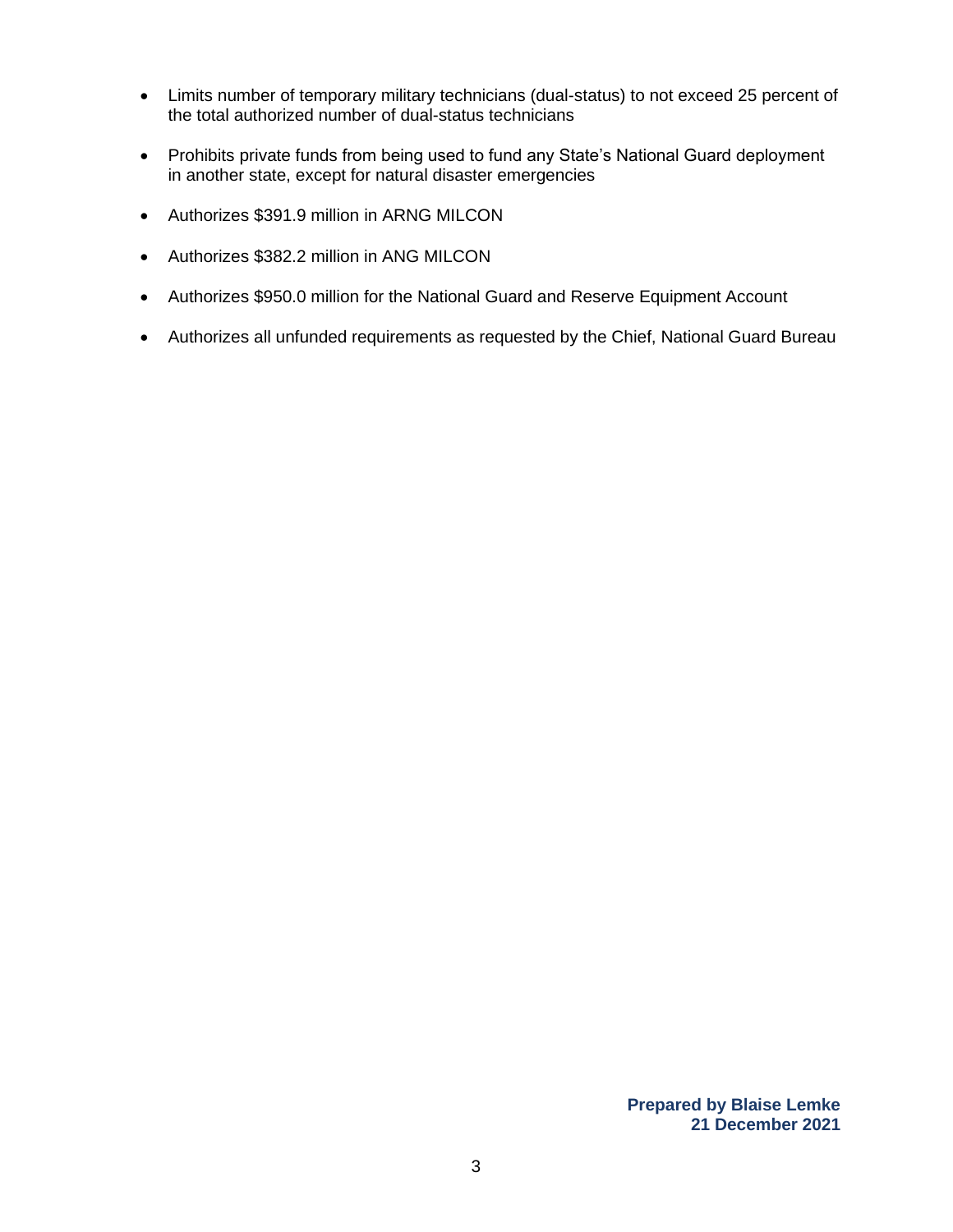- Limits number of temporary military technicians (dual-status) to not exceed 25 percent of the total authorized number of dual-status technicians

- Prohibits private funds from being used to fund any State's National Guard deployment in another state, except for natural disaster emergencies

- Authorizes $391.9 million in ARNG MILCON

- Authorizes $382.2 million in ANG MILCON

- Authorizes $950.0 million for the National Guard and Reserve Equipment Account

- Authorizes all unfunded requirements as requested by the Chief, National Guard Bureau

**Prepared by Blaise Lemke**
**21 December 2021**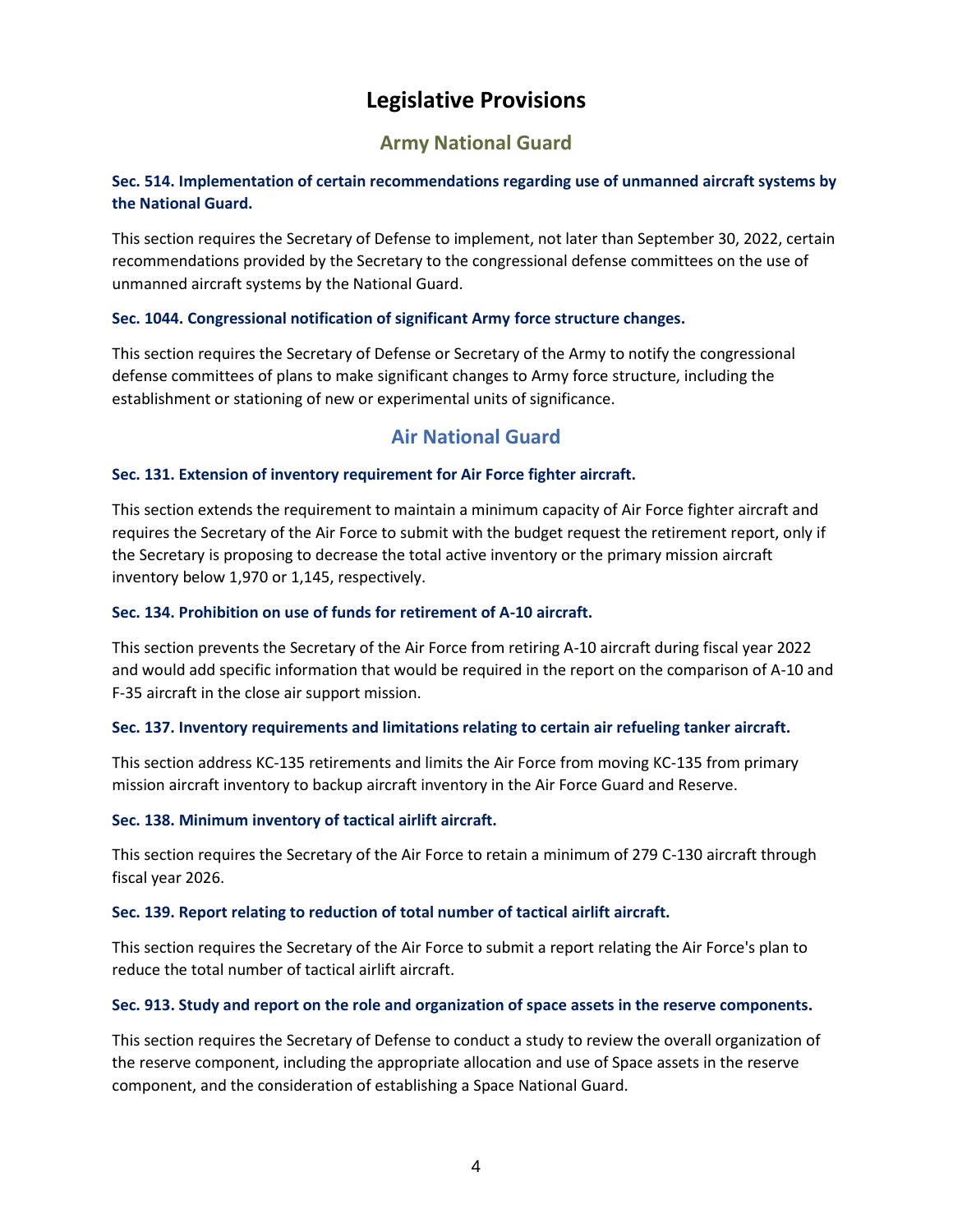# Legislative Provisions

## Army National Guard

### Sec. 514. Implementation of certain recommendations regarding use of unmanned aircraft systems by the National Guard.

This section requires the Secretary of Defense to implement, not later than September 30, 2022, certain recommendations provided by the Secretary to the congressional defense committees on the use of unmanned aircraft systems by the National Guard.

### Sec. 1044. Congressional notification of significant Army force structure changes.

This section requires the Secretary of Defense or Secretary of the Army to notify the congressional defense committees of plans to make significant changes to Army force structure, including the establishment or stationing of new or experimental units of significance.

## Air National Guard

### Sec. 131. Extension of inventory requirement for Air Force fighter aircraft.

This section extends the requirement to maintain a minimum capacity of Air Force fighter aircraft and requires the Secretary of the Air Force to submit with the budget request the retirement report, only if the Secretary is proposing to decrease the total active inventory or the primary mission aircraft inventory below 1,970 or 1,145, respectively.

### Sec. 134. Prohibition on use of funds for retirement of A-10 aircraft.

This section prevents the Secretary of the Air Force from retiring A-10 aircraft during fiscal year 2022 and would add specific information that would be required in the report on the comparison of A-10 and F-35 aircraft in the close air support mission.

### Sec. 137. Inventory requirements and limitations relating to certain air refueling tanker aircraft.

This section address KC-135 retirements and limits the Air Force from moving KC-135 from primary mission aircraft inventory to backup aircraft inventory in the Air Force Guard and Reserve.

### Sec. 138. Minimum inventory of tactical airlift aircraft.

This section requires the Secretary of the Air Force to retain a minimum of 279 C-130 aircraft through fiscal year 2026.

### Sec. 139. Report relating to reduction of total number of tactical airlift aircraft.

This section requires the Secretary of the Air Force to submit a report relating the Air Force's plan to reduce the total number of tactical airlift aircraft.

### Sec. 913. Study and report on the role and organization of space assets in the reserve components.

This section requires the Secretary of Defense to conduct a study to review the overall organization of the reserve component, including the appropriate allocation and use of Space assets in the reserve component, and the consideration of establishing a Space National Guard.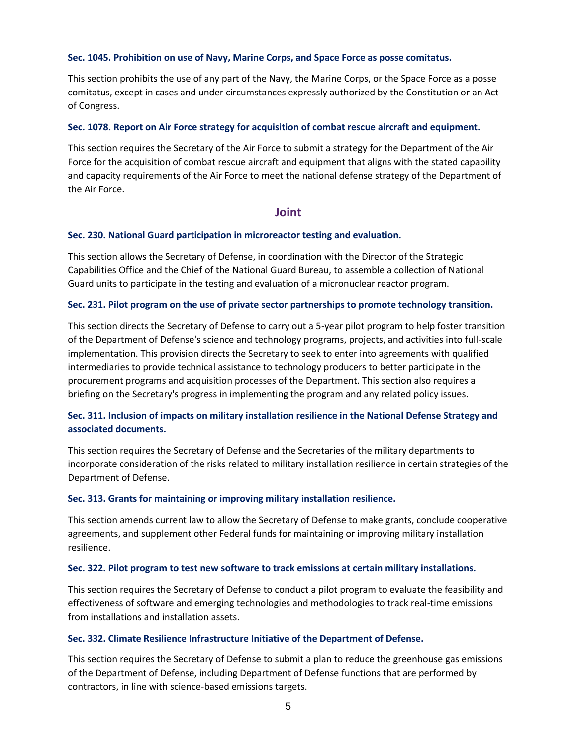### Sec. 1045. Prohibition on use of Navy, Marine Corps, and Space Force as posse comitatus.

This section prohibits the use of any part of the Navy, the Marine Corps, or the Space Force as a posse comitatus, except in cases and under circumstances expressly authorized by the Constitution or an Act of Congress.

### Sec. 1078. Report on Air Force strategy for acquisition of combat rescue aircraft and equipment.

This section requires the Secretary of the Air Force to submit a strategy for the Department of the Air Force for the acquisition of combat rescue aircraft and equipment that aligns with the stated capability and capacity requirements of the Air Force to meet the national defense strategy of the Department of the Air Force.

## Joint

### Sec. 230. National Guard participation in microreactor testing and evaluation.

This section allows the Secretary of Defense, in coordination with the Director of the Strategic Capabilities Office and the Chief of the National Guard Bureau, to assemble a collection of National Guard units to participate in the testing and evaluation of a micronuclear reactor program.

### Sec. 231. Pilot program on the use of private sector partnerships to promote technology transition.

This section directs the Secretary of Defense to carry out a 5-year pilot program to help foster transition of the Department of Defense's science and technology programs, projects, and activities into full-scale implementation. This provision directs the Secretary to seek to enter into agreements with qualified intermediaries to provide technical assistance to technology producers to better participate in the procurement programs and acquisition processes of the Department. This section also requires a briefing on the Secretary's progress in implementing the program and any related policy issues.

### Sec. 311. Inclusion of impacts on military installation resilience in the National Defense Strategy and associated documents.

This section requires the Secretary of Defense and the Secretaries of the military departments to incorporate consideration of the risks related to military installation resilience in certain strategies of the Department of Defense.

### Sec. 313. Grants for maintaining or improving military installation resilience.

This section amends current law to allow the Secretary of Defense to make grants, conclude cooperative agreements, and supplement other Federal funds for maintaining or improving military installation resilience.

### Sec. 322. Pilot program to test new software to track emissions at certain military installations.

This section requires the Secretary of Defense to conduct a pilot program to evaluate the feasibility and effectiveness of software and emerging technologies and methodologies to track real-time emissions from installations and installation assets.

### Sec. 332. Climate Resilience Infrastructure Initiative of the Department of Defense.

This section requires the Secretary of Defense to submit a plan to reduce the greenhouse gas emissions of the Department of Defense, including Department of Defense functions that are performed by contractors, in line with science-based emissions targets.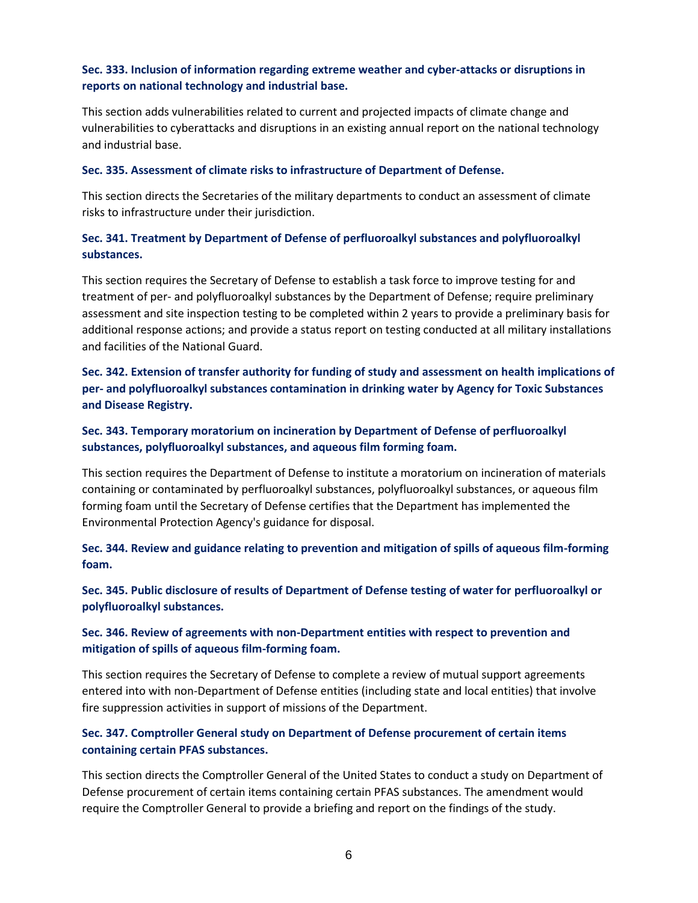**Sec. 333. Inclusion of information regarding extreme weather and cyber-attacks or disruptions in reports on national technology and industrial base.**

This section adds vulnerabilities related to current and projected impacts of climate change and vulnerabilities to cyberattacks and disruptions in an existing annual report on the national technology and industrial base.

**Sec. 335. Assessment of climate risks to infrastructure of Department of Defense.**

This section directs the Secretaries of the military departments to conduct an assessment of climate risks to infrastructure under their jurisdiction.

**Sec. 341. Treatment by Department of Defense of perfluoroalkyl substances and polyfluoroalkyl substances.**

This section requires the Secretary of Defense to establish a task force to improve testing for and treatment of per- and polyfluoroalkyl substances by the Department of Defense; require preliminary assessment and site inspection testing to be completed within 2 years to provide a preliminary basis for additional response actions; and provide a status report on testing conducted at all military installations and facilities of the National Guard.

**Sec. 342. Extension of transfer authority for funding of study and assessment on health implications of per- and polyfluoroalkyl substances contamination in drinking water by Agency for Toxic Substances and Disease Registry.**

**Sec. 343. Temporary moratorium on incineration by Department of Defense of perfluoroalkyl substances, polyfluoroalkyl substances, and aqueous film forming foam.**

This section requires the Department of Defense to institute a moratorium on incineration of materials containing or contaminated by perfluoroalkyl substances, polyfluoroalkyl substances, or aqueous film forming foam until the Secretary of Defense certifies that the Department has implemented the Environmental Protection Agency's guidance for disposal.

**Sec. 344. Review and guidance relating to prevention and mitigation of spills of aqueous film-forming foam.**

**Sec. 345. Public disclosure of results of Department of Defense testing of water for perfluoroalkyl or polyfluoroalkyl substances.**

**Sec. 346. Review of agreements with non-Department entities with respect to prevention and mitigation of spills of aqueous film-forming foam.**

This section requires the Secretary of Defense to complete a review of mutual support agreements entered into with non-Department of Defense entities (including state and local entities) that involve fire suppression activities in support of missions of the Department.

**Sec. 347. Comptroller General study on Department of Defense procurement of certain items containing certain PFAS substances.**

This section directs the Comptroller General of the United States to conduct a study on Department of Defense procurement of certain items containing certain PFAS substances. The amendment would require the Comptroller General to provide a briefing and report on the findings of the study.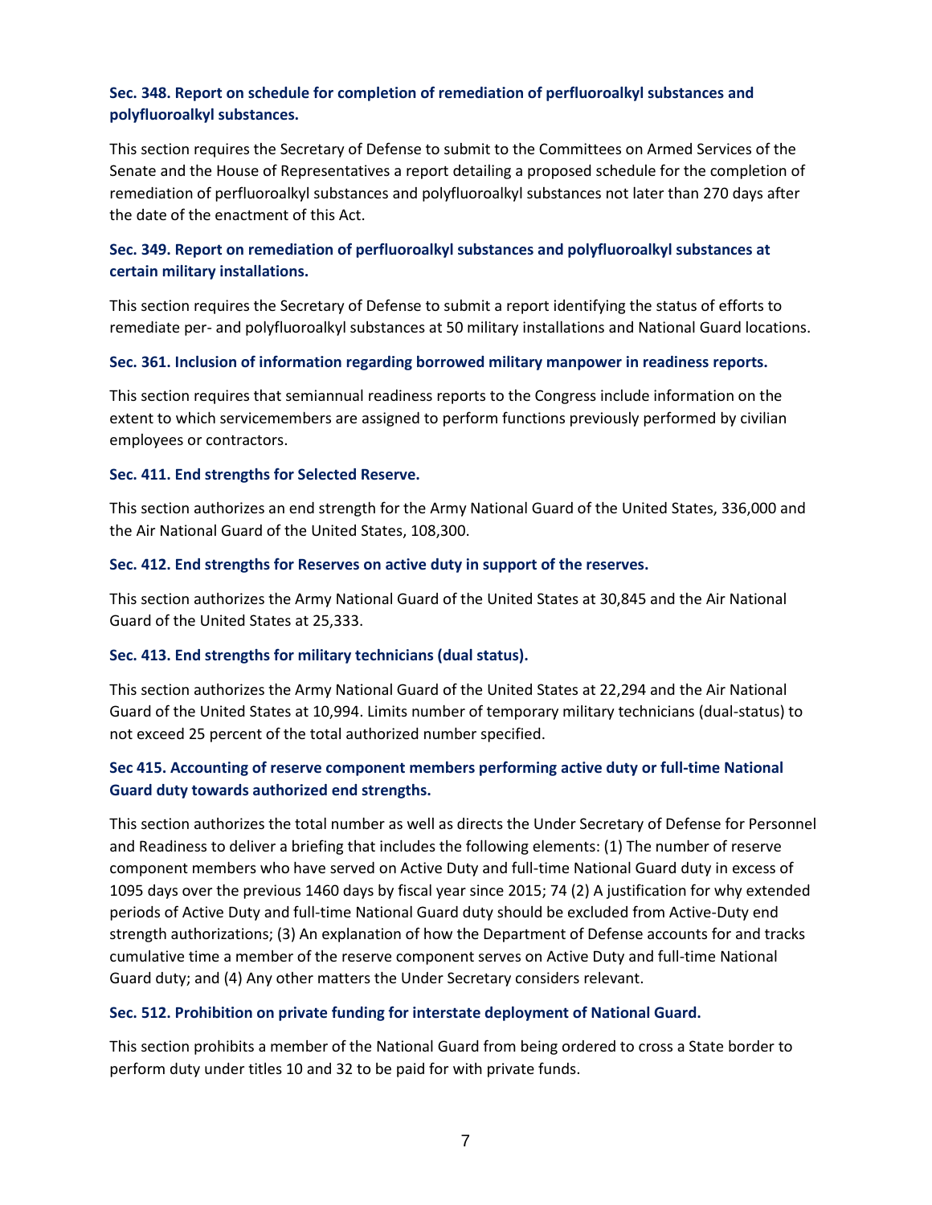### Sec. 348. Report on schedule for completion of remediation of perfluoroalkyl substances and polyfluoroalkyl substances.

This section requires the Secretary of Defense to submit to the Committees on Armed Services of the Senate and the House of Representatives a report detailing a proposed schedule for the completion of remediation of perfluoroalkyl substances and polyfluoroalkyl substances not later than 270 days after the date of the enactment of this Act.

### Sec. 349. Report on remediation of perfluoroalkyl substances and polyfluoroalkyl substances at certain military installations.

This section requires the Secretary of Defense to submit a report identifying the status of efforts to remediate per- and polyfluoroalkyl substances at 50 military installations and National Guard locations.

### Sec. 361. Inclusion of information regarding borrowed military manpower in readiness reports.

This section requires that semiannual readiness reports to the Congress include information on the extent to which servicemembers are assigned to perform functions previously performed by civilian employees or contractors.

### Sec. 411. End strengths for Selected Reserve.

This section authorizes an end strength for the Army National Guard of the United States, 336,000 and the Air National Guard of the United States, 108,300.

### Sec. 412. End strengths for Reserves on active duty in support of the reserves.

This section authorizes the Army National Guard of the United States at 30,845 and the Air National Guard of the United States at 25,333.

### Sec. 413. End strengths for military technicians (dual status).

This section authorizes the Army National Guard of the United States at 22,294 and the Air National Guard of the United States at 10,994. Limits number of temporary military technicians (dual-status) to not exceed 25 percent of the total authorized number specified.

### Sec 415. Accounting of reserve component members performing active duty or full-time National Guard duty towards authorized end strengths.

This section authorizes the total number as well as directs the Under Secretary of Defense for Personnel and Readiness to deliver a briefing that includes the following elements: (1) The number of reserve component members who have served on Active Duty and full-time National Guard duty in excess of 1095 days over the previous 1460 days by fiscal year since 2015; 74 (2) A justification for why extended periods of Active Duty and full-time National Guard duty should be excluded from Active-Duty end strength authorizations; (3) An explanation of how the Department of Defense accounts for and tracks cumulative time a member of the reserve component serves on Active Duty and full-time National Guard duty; and (4) Any other matters the Under Secretary considers relevant.

### Sec. 512. Prohibition on private funding for interstate deployment of National Guard.

This section prohibits a member of the National Guard from being ordered to cross a State border to perform duty under titles 10 and 32 to be paid for with private funds.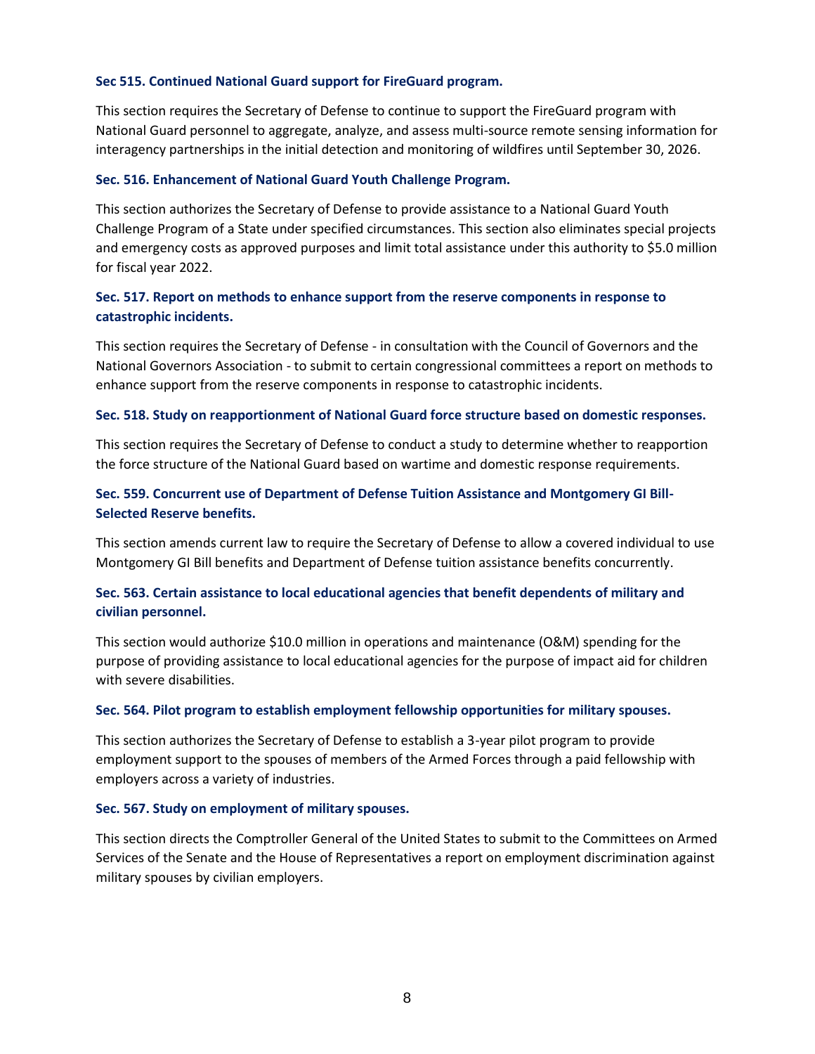**Sec 515. Continued National Guard support for FireGuard program.**

This section requires the Secretary of Defense to continue to support the FireGuard program with National Guard personnel to aggregate, analyze, and assess multi-source remote sensing information for interagency partnerships in the initial detection and monitoring of wildfires until September 30, 2026.

**Sec. 516. Enhancement of National Guard Youth Challenge Program.**

This section authorizes the Secretary of Defense to provide assistance to a National Guard Youth Challenge Program of a State under specified circumstances. This section also eliminates special projects and emergency costs as approved purposes and limit total assistance under this authority to $5.0 million for fiscal year 2022.

**Sec. 517. Report on methods to enhance support from the reserve components in response to catastrophic incidents.**

This section requires the Secretary of Defense - in consultation with the Council of Governors and the National Governors Association - to submit to certain congressional committees a report on methods to enhance support from the reserve components in response to catastrophic incidents.

**Sec. 518. Study on reapportionment of National Guard force structure based on domestic responses.**

This section requires the Secretary of Defense to conduct a study to determine whether to reapportion the force structure of the National Guard based on wartime and domestic response requirements.

**Sec. 559. Concurrent use of Department of Defense Tuition Assistance and Montgomery GI Bill-Selected Reserve benefits.**

This section amends current law to require the Secretary of Defense to allow a covered individual to use Montgomery GI Bill benefits and Department of Defense tuition assistance benefits concurrently.

**Sec. 563. Certain assistance to local educational agencies that benefit dependents of military and civilian personnel.**

This section would authorize $10.0 million in operations and maintenance (O&M) spending for the purpose of providing assistance to local educational agencies for the purpose of impact aid for children with severe disabilities.

**Sec. 564. Pilot program to establish employment fellowship opportunities for military spouses.**

This section authorizes the Secretary of Defense to establish a 3-year pilot program to provide employment support to the spouses of members of the Armed Forces through a paid fellowship with employers across a variety of industries.

**Sec. 567. Study on employment of military spouses.**

This section directs the Comptroller General of the United States to submit to the Committees on Armed Services of the Senate and the House of Representatives a report on employment discrimination against military spouses by civilian employers.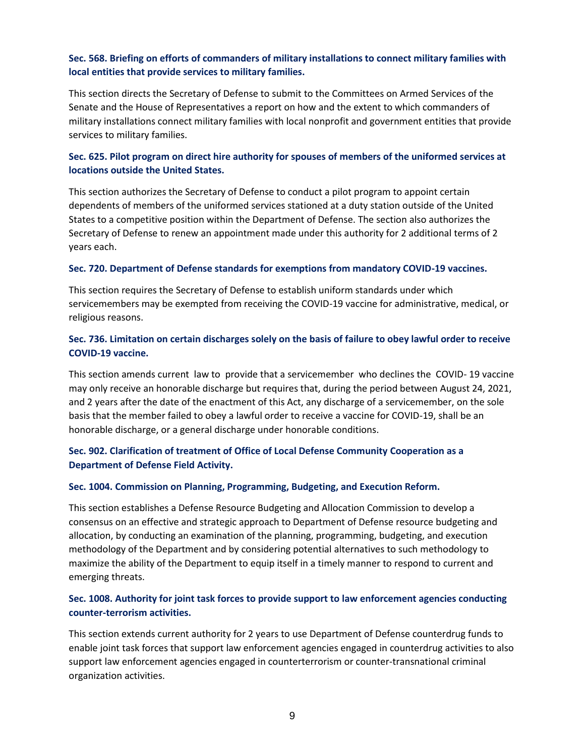**Sec. 568. Briefing on efforts of commanders of military installations to connect military families with local entities that provide services to military families.**

This section directs the Secretary of Defense to submit to the Committees on Armed Services of the Senate and the House of Representatives a report on how and the extent to which commanders of military installations connect military families with local nonprofit and government entities that provide services to military families.

**Sec. 625. Pilot program on direct hire authority for spouses of members of the uniformed services at locations outside the United States.**

This section authorizes the Secretary of Defense to conduct a pilot program to appoint certain dependents of members of the uniformed services stationed at a duty station outside of the United States to a competitive position within the Department of Defense. The section also authorizes the Secretary of Defense to renew an appointment made under this authority for 2 additional terms of 2 years each.

**Sec. 720. Department of Defense standards for exemptions from mandatory COVID-19 vaccines.**

This section requires the Secretary of Defense to establish uniform standards under which servicemembers may be exempted from receiving the COVID-19 vaccine for administrative, medical, or religious reasons.

**Sec. 736. Limitation on certain discharges solely on the basis of failure to obey lawful order to receive COVID-19 vaccine.**

This section amends current law to provide that a servicemember who declines the COVID- 19 vaccine may only receive an honorable discharge but requires that, during the period between August 24, 2021, and 2 years after the date of the enactment of this Act, any discharge of a servicemember, on the sole basis that the member failed to obey a lawful order to receive a vaccine for COVID-19, shall be an honorable discharge, or a general discharge under honorable conditions.

**Sec. 902. Clarification of treatment of Office of Local Defense Community Cooperation as a Department of Defense Field Activity.**

**Sec. 1004. Commission on Planning, Programming, Budgeting, and Execution Reform.**

This section establishes a Defense Resource Budgeting and Allocation Commission to develop a consensus on an effective and strategic approach to Department of Defense resource budgeting and allocation, by conducting an examination of the planning, programming, budgeting, and execution methodology of the Department and by considering potential alternatives to such methodology to maximize the ability of the Department to equip itself in a timely manner to respond to current and emerging threats.

**Sec. 1008. Authority for joint task forces to provide support to law enforcement agencies conducting counter-terrorism activities.**

This section extends current authority for 2 years to use Department of Defense counterdrug funds to enable joint task forces that support law enforcement agencies engaged in counterdrug activities to also support law enforcement agencies engaged in counterterrorism or counter-transnational criminal organization activities.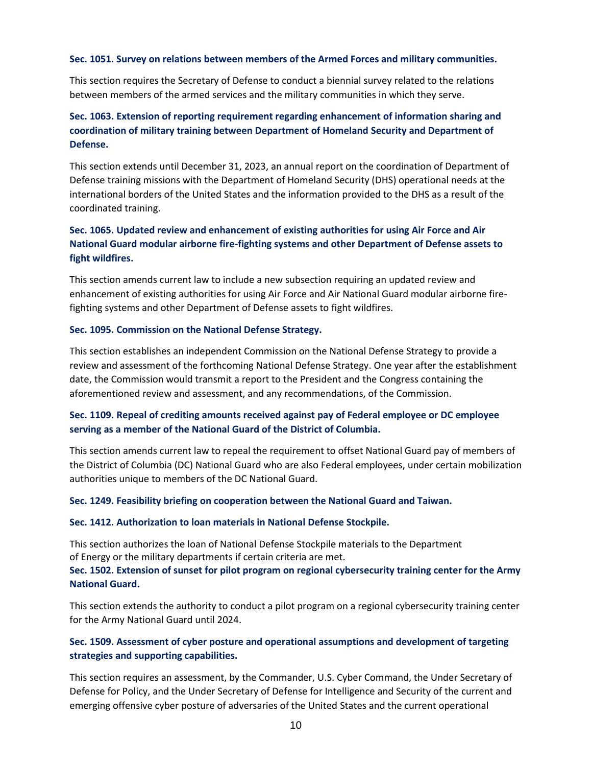**Sec. 1051. Survey on relations between members of the Armed Forces and military communities.**

This section requires the Secretary of Defense to conduct a biennial survey related to the relations between members of the armed services and the military communities in which they serve.

**Sec. 1063. Extension of reporting requirement regarding enhancement of information sharing and coordination of military training between Department of Homeland Security and Department of Defense.**

This section extends until December 31, 2023, an annual report on the coordination of Department of Defense training missions with the Department of Homeland Security (DHS) operational needs at the international borders of the United States and the information provided to the DHS as a result of the coordinated training.

**Sec. 1065. Updated review and enhancement of existing authorities for using Air Force and Air National Guard modular airborne fire-fighting systems and other Department of Defense assets to fight wildfires.**

This section amends current law to include a new subsection requiring an updated review and enhancement of existing authorities for using Air Force and Air National Guard modular airborne fire-fighting systems and other Department of Defense assets to fight wildfires.

**Sec. 1095. Commission on the National Defense Strategy.**

This section establishes an independent Commission on the National Defense Strategy to provide a review and assessment of the forthcoming National Defense Strategy. One year after the establishment date, the Commission would transmit a report to the President and the Congress containing the aforementioned review and assessment, and any recommendations, of the Commission.

**Sec. 1109. Repeal of crediting amounts received against pay of Federal employee or DC employee serving as a member of the National Guard of the District of Columbia.**

This section amends current law to repeal the requirement to offset National Guard pay of members of the District of Columbia (DC) National Guard who are also Federal employees, under certain mobilization authorities unique to members of the DC National Guard.

**Sec. 1249. Feasibility briefing on cooperation between the National Guard and Taiwan.**

**Sec. 1412. Authorization to loan materials in National Defense Stockpile.**

This section authorizes the loan of National Defense Stockpile materials to the Department of Energy or the military departments if certain criteria are met.

**Sec. 1502. Extension of sunset for pilot program on regional cybersecurity training center for the Army National Guard.**

This section extends the authority to conduct a pilot program on a regional cybersecurity training center for the Army National Guard until 2024.

**Sec. 1509. Assessment of cyber posture and operational assumptions and development of targeting strategies and supporting capabilities.**

This section requires an assessment, by the Commander, U.S. Cyber Command, the Under Secretary of Defense for Policy, and the Under Secretary of Defense for Intelligence and Security of the current and emerging offensive cyber posture of adversaries of the United States and the current operational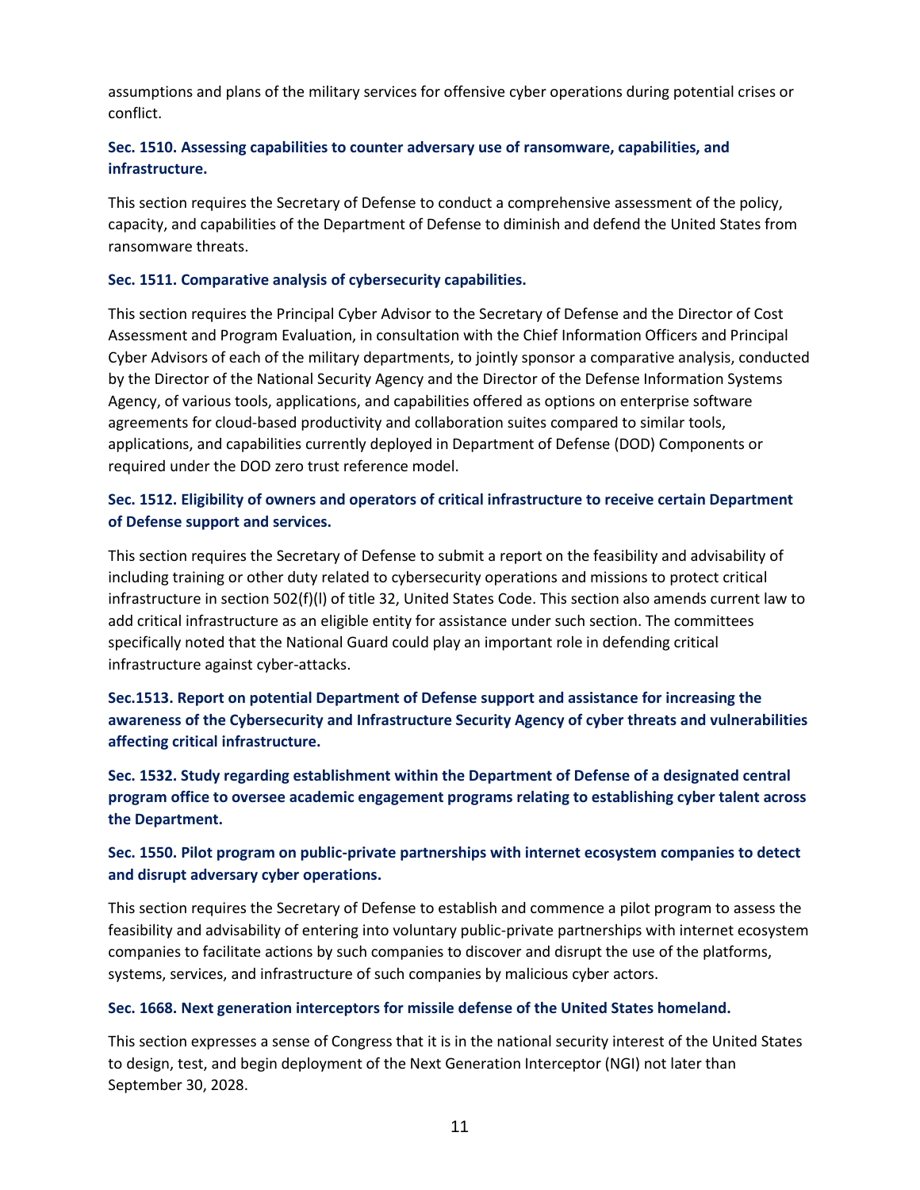assumptions and plans of the military services for offensive cyber operations during potential crises or conflict.

### Sec. 1510. Assessing capabilities to counter adversary use of ransomware, capabilities, and infrastructure.

This section requires the Secretary of Defense to conduct a comprehensive assessment of the policy, capacity, and capabilities of the Department of Defense to diminish and defend the United States from ransomware threats.

### Sec. 1511. Comparative analysis of cybersecurity capabilities.

This section requires the Principal Cyber Advisor to the Secretary of Defense and the Director of Cost Assessment and Program Evaluation, in consultation with the Chief Information Officers and Principal Cyber Advisors of each of the military departments, to jointly sponsor a comparative analysis, conducted by the Director of the National Security Agency and the Director of the Defense Information Systems Agency, of various tools, applications, and capabilities offered as options on enterprise software agreements for cloud-based productivity and collaboration suites compared to similar tools, applications, and capabilities currently deployed in Department of Defense (DOD) Components or required under the DOD zero trust reference model.

### Sec. 1512. Eligibility of owners and operators of critical infrastructure to receive certain Department of Defense support and services.

This section requires the Secretary of Defense to submit a report on the feasibility and advisability of including training or other duty related to cybersecurity operations and missions to protect critical infrastructure in section 502(f)(l) of title 32, United States Code. This section also amends current law to add critical infrastructure as an eligible entity for assistance under such section. The committees specifically noted that the National Guard could play an important role in defending critical infrastructure against cyber-attacks.

### Sec.1513. Report on potential Department of Defense support and assistance for increasing the awareness of the Cybersecurity and Infrastructure Security Agency of cyber threats and vulnerabilities affecting critical infrastructure.

### Sec. 1532. Study regarding establishment within the Department of Defense of a designated central program office to oversee academic engagement programs relating to establishing cyber talent across the Department.

### Sec. 1550. Pilot program on public-private partnerships with internet ecosystem companies to detect and disrupt adversary cyber operations.

This section requires the Secretary of Defense to establish and commence a pilot program to assess the feasibility and advisability of entering into voluntary public-private partnerships with internet ecosystem companies to facilitate actions by such companies to discover and disrupt the use of the platforms, systems, services, and infrastructure of such companies by malicious cyber actors.

### Sec. 1668. Next generation interceptors for missile defense of the United States homeland.

This section expresses a sense of Congress that it is in the national security interest of the United States to design, test, and begin deployment of the Next Generation Interceptor (NGI) not later than September 30, 2028.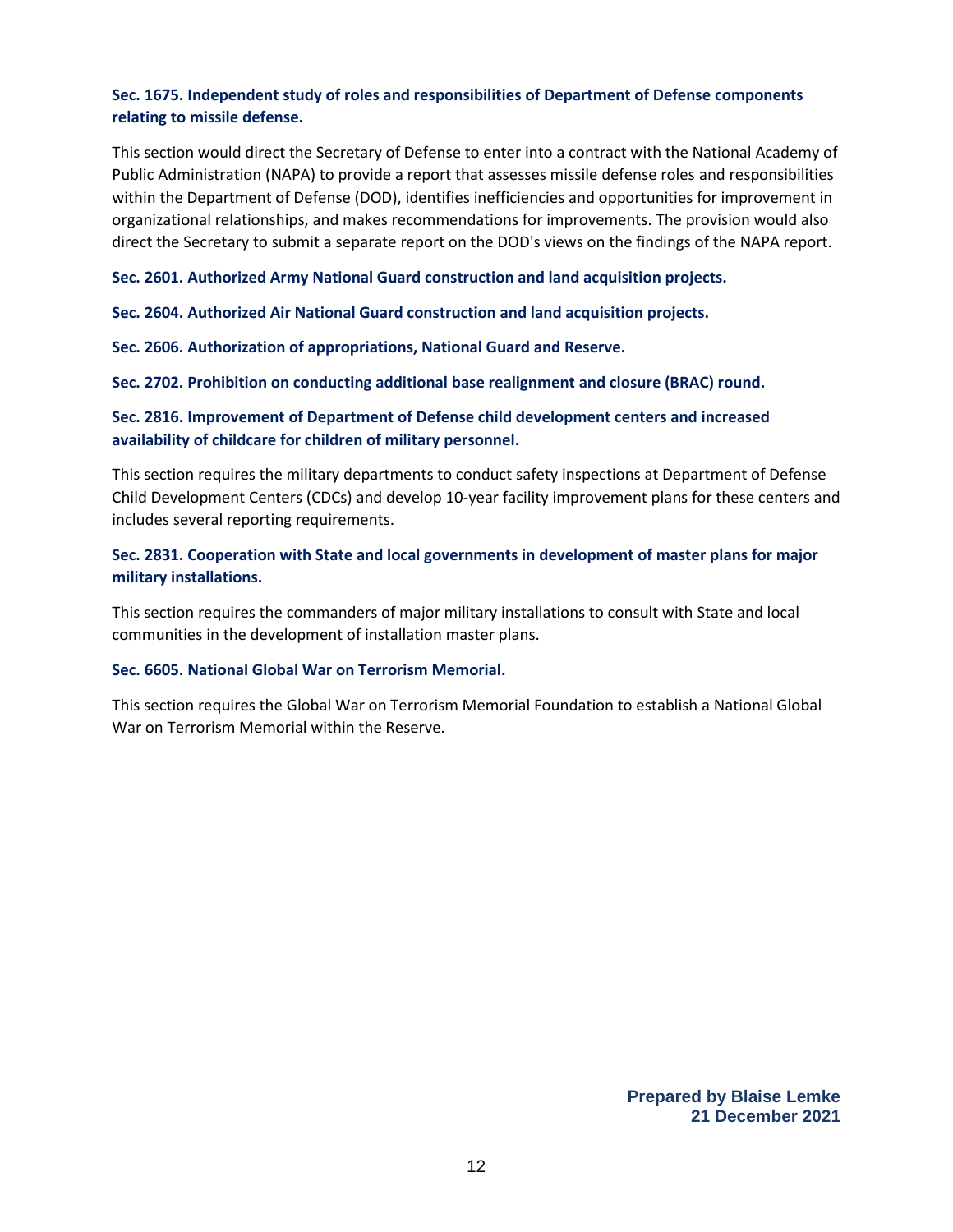**Sec. 1675. Independent study of roles and responsibilities of Department of Defense components relating to missile defense.**

This section would direct the Secretary of Defense to enter into a contract with the National Academy of Public Administration (NAPA) to provide a report that assesses missile defense roles and responsibilities within the Department of Defense (DOD), identifies inefficiencies and opportunities for improvement in organizational relationships, and makes recommendations for improvements. The provision would also direct the Secretary to submit a separate report on the DOD's views on the findings of the NAPA report.

**Sec. 2601. Authorized Army National Guard construction and land acquisition projects.**

**Sec. 2604. Authorized Air National Guard construction and land acquisition projects.**

**Sec. 2606. Authorization of appropriations, National Guard and Reserve.**

**Sec. 2702. Prohibition on conducting additional base realignment and closure (BRAC) round.**

**Sec. 2816. Improvement of Department of Defense child development centers and increased availability of childcare for children of military personnel.**

This section requires the military departments to conduct safety inspections at Department of Defense Child Development Centers (CDCs) and develop 10-year facility improvement plans for these centers and includes several reporting requirements.

**Sec. 2831. Cooperation with State and local governments in development of master plans for major military installations.**

This section requires the commanders of major military installations to consult with State and local communities in the development of installation master plans.

**Sec. 6605. National Global War on Terrorism Memorial.**

This section requires the Global War on Terrorism Memorial Foundation to establish a National Global War on Terrorism Memorial within the Reserve.

**Prepared by Blaise Lemke**
**21 December 2021**